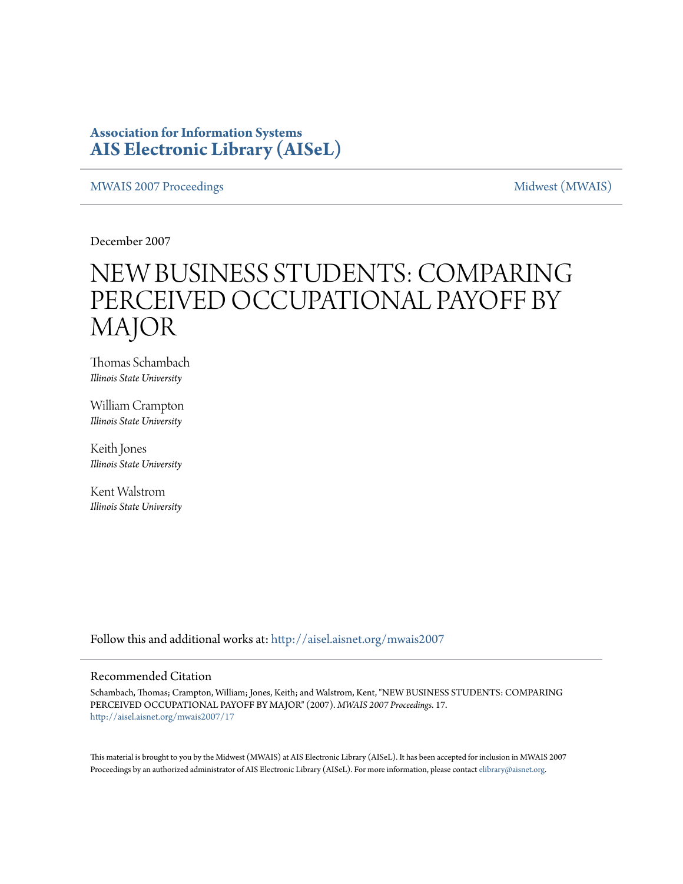**Association for Information Systems**
**AIS Electronic Library (AISeL)**

MWAIS 2007 Proceedings | Midwest (MWAIS)

December 2007

# NEW BUSINESS STUDENTS: COMPARING PERCEIVED OCCUPATIONAL PAYOFF BY MAJOR

Thomas Schambach
*Illinois State University*

William Crampton
*Illinois State University*

Keith Jones
*Illinois State University*

Kent Walstrom
*Illinois State University*

Follow this and additional works at: http://aisel.aisnet.org/mwais2007

## Recommended Citation

Schambach, Thomas; Crampton, William; Jones, Keith; and Walstrom, Kent, "NEW BUSINESS STUDENTS: COMPARING PERCEIVED OCCUPATIONAL PAYOFF BY MAJOR" (2007). *MWAIS 2007 Proceedings*. 17.
http://aisel.aisnet.org/mwais2007/17

This material is brought to you by the Midwest (MWAIS) at AIS Electronic Library (AISeL). It has been accepted for inclusion in MWAIS 2007 Proceedings by an authorized administrator of AIS Electronic Library (AISeL). For more information, please contact elibrary@aisnet.org.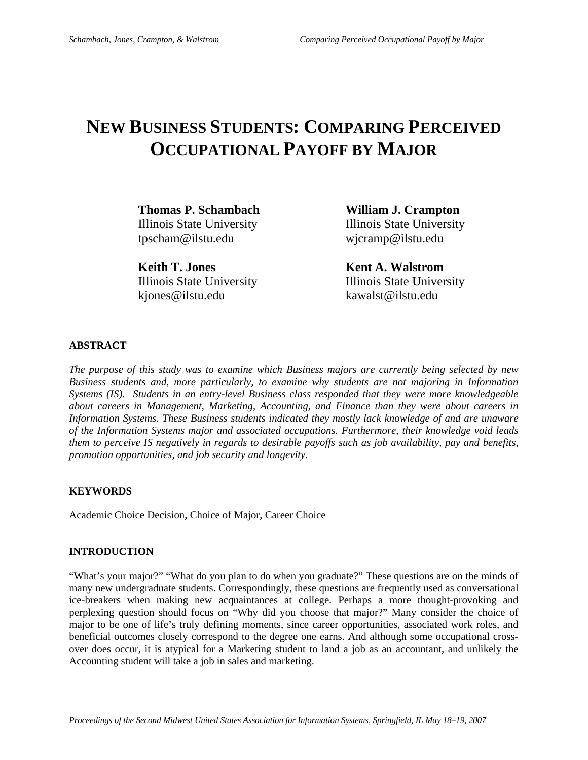# NEW BUSINESS STUDENTS: COMPARING PERCEIVED OCCUPATIONAL PAYOFF BY MAJOR

**Thomas P. Schambach**
Illinois State University
tpscham@ilstu.edu

**William J. Crampton**
Illinois State University
wjcramp@ilstu.edu

**Keith T. Jones**
Illinois State University
kjones@ilstu.edu

**Kent A. Walstrom**
Illinois State University
kawalst@ilstu.edu

## ABSTRACT

*The purpose of this study was to examine which Business majors are currently being selected by new Business students and, more particularly, to examine why students are not majoring in Information Systems (IS). Students in an entry-level Business class responded that they were more knowledgeable about careers in Management, Marketing, Accounting, and Finance than they were about careers in Information Systems. These Business students indicated they mostly lack knowledge of and are unaware of the Information Systems major and associated occupations. Furthermore, their knowledge void leads them to perceive IS negatively in regards to desirable payoffs such as job availability, pay and benefits, promotion opportunities, and job security and longevity.*

## KEYWORDS

Academic Choice Decision, Choice of Major, Career Choice

## INTRODUCTION

"What's your major?" "What do you plan to do when you graduate?" These questions are on the minds of many new undergraduate students. Correspondingly, these questions are frequently used as conversational ice-breakers when making new acquaintances at college. Perhaps a more thought-provoking and perplexing question should focus on "Why did you choose that major?" Many consider the choice of major to be one of life's truly defining moments, since career opportunities, associated work roles, and beneficial outcomes closely correspond to the degree one earns. And although some occupational cross-over does occur, it is atypical for a Marketing student to land a job as an accountant, and unlikely the Accounting student will take a job in sales and marketing.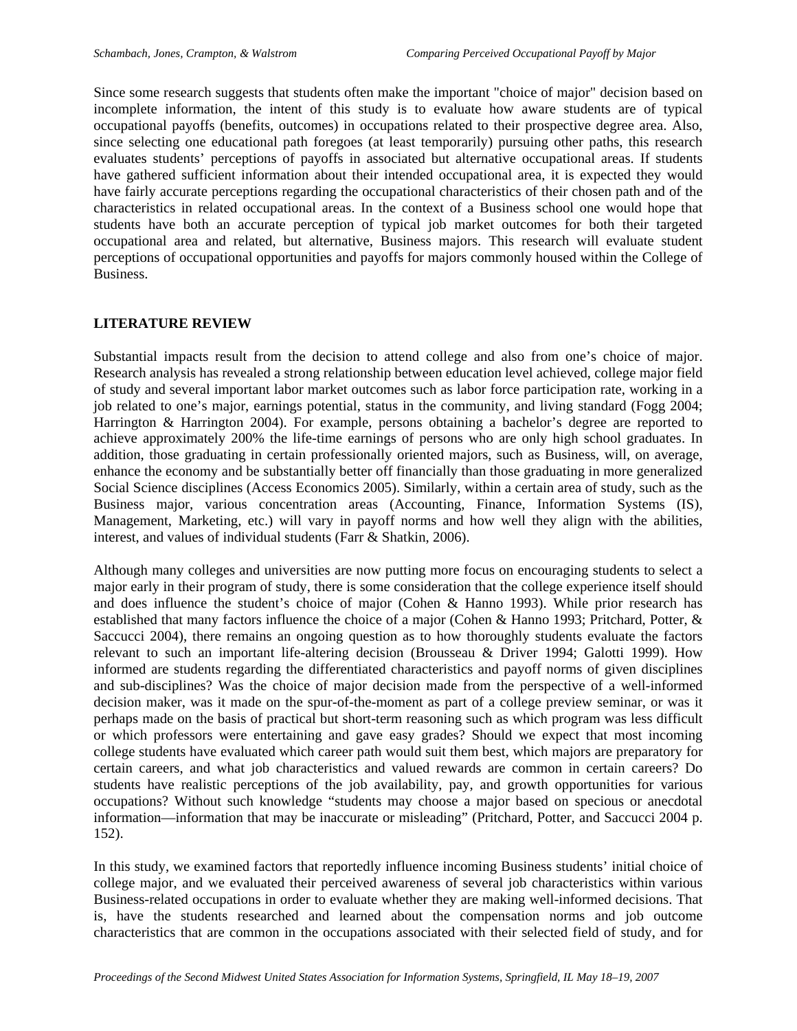Since some research suggests that students often make the important "choice of major" decision based on incomplete information, the intent of this study is to evaluate how aware students are of typical occupational payoffs (benefits, outcomes) in occupations related to their prospective degree area. Also, since selecting one educational path foregoes (at least temporarily) pursuing other paths, this research evaluates students' perceptions of payoffs in associated but alternative occupational areas. If students have gathered sufficient information about their intended occupational area, it is expected they would have fairly accurate perceptions regarding the occupational characteristics of their chosen path and of the characteristics in related occupational areas. In the context of a Business school one would hope that students have both an accurate perception of typical job market outcomes for both their targeted occupational area and related, but alternative, Business majors. This research will evaluate student perceptions of occupational opportunities and payoffs for majors commonly housed within the College of Business.

## LITERATURE REVIEW

Substantial impacts result from the decision to attend college and also from one's choice of major. Research analysis has revealed a strong relationship between education level achieved, college major field of study and several important labor market outcomes such as labor force participation rate, working in a job related to one's major, earnings potential, status in the community, and living standard (Fogg 2004; Harrington & Harrington 2004). For example, persons obtaining a bachelor's degree are reported to achieve approximately 200% the life-time earnings of persons who are only high school graduates. In addition, those graduating in certain professionally oriented majors, such as Business, will, on average, enhance the economy and be substantially better off financially than those graduating in more generalized Social Science disciplines (Access Economics 2005). Similarly, within a certain area of study, such as the Business major, various concentration areas (Accounting, Finance, Information Systems (IS), Management, Marketing, etc.) will vary in payoff norms and how well they align with the abilities, interest, and values of individual students (Farr & Shatkin, 2006).

Although many colleges and universities are now putting more focus on encouraging students to select a major early in their program of study, there is some consideration that the college experience itself should and does influence the student's choice of major (Cohen & Hanno 1993). While prior research has established that many factors influence the choice of a major (Cohen & Hanno 1993; Pritchard, Potter, & Saccucci 2004), there remains an ongoing question as to how thoroughly students evaluate the factors relevant to such an important life-altering decision (Brousseau & Driver 1994; Galotti 1999). How informed are students regarding the differentiated characteristics and payoff norms of given disciplines and sub-disciplines? Was the choice of major decision made from the perspective of a well-informed decision maker, was it made on the spur-of-the-moment as part of a college preview seminar, or was it perhaps made on the basis of practical but short-term reasoning such as which program was less difficult or which professors were entertaining and gave easy grades? Should we expect that most incoming college students have evaluated which career path would suit them best, which majors are preparatory for certain careers, and what job characteristics and valued rewards are common in certain careers? Do students have realistic perceptions of the job availability, pay, and growth opportunities for various occupations? Without such knowledge "students may choose a major based on specious or anecdotal information—information that may be inaccurate or misleading" (Pritchard, Potter, and Saccucci 2004 p. 152).

In this study, we examined factors that reportedly influence incoming Business students' initial choice of college major, and we evaluated their perceived awareness of several job characteristics within various Business-related occupations in order to evaluate whether they are making well-informed decisions. That is, have the students researched and learned about the compensation norms and job outcome characteristics that are common in the occupations associated with their selected field of study, and for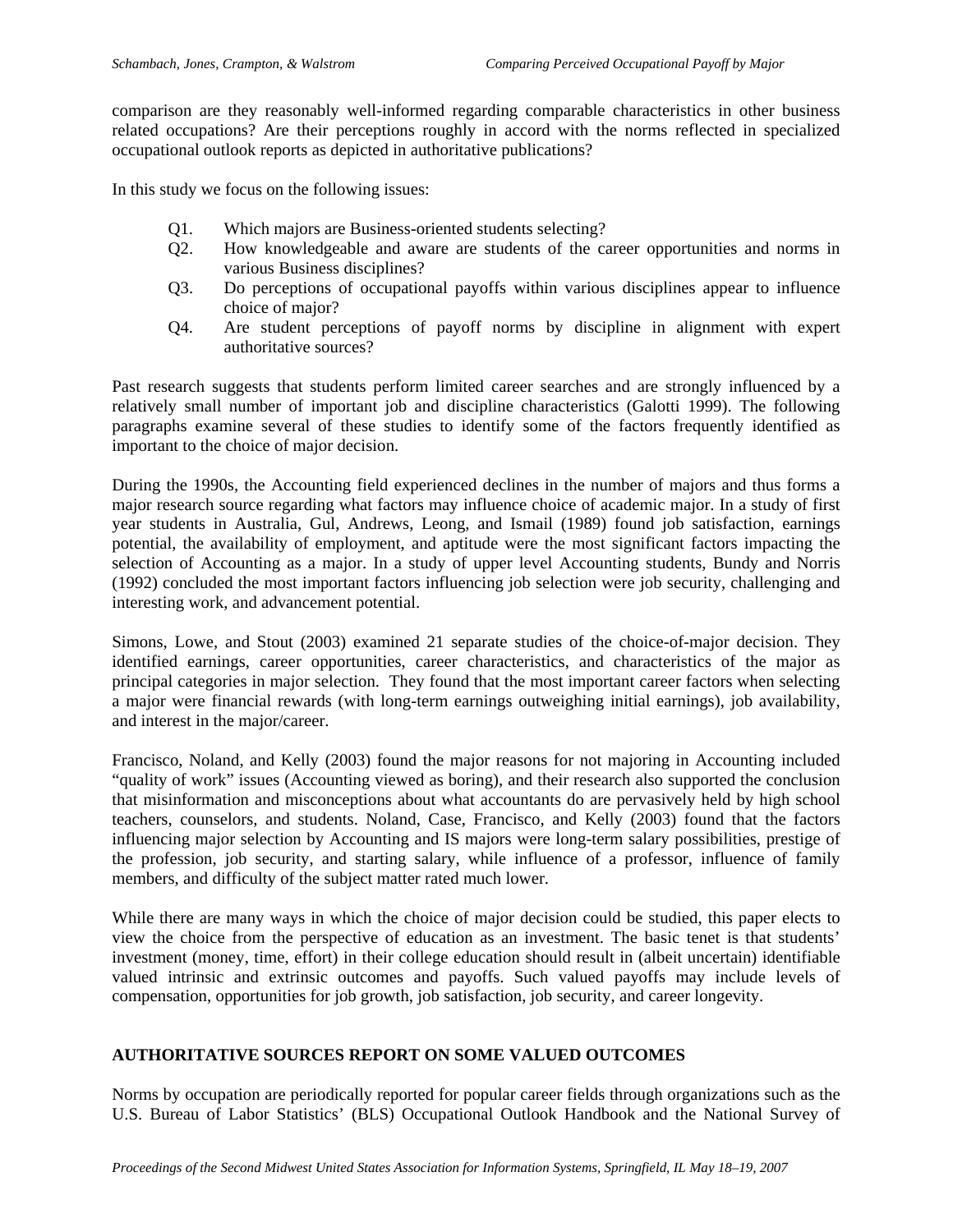comparison are they reasonably well-informed regarding comparable characteristics in other business related occupations? Are their perceptions roughly in accord with the norms reflected in specialized occupational outlook reports as depicted in authoritative publications?

In this study we focus on the following issues:

- Q1. Which majors are Business-oriented students selecting?
- Q2. How knowledgeable and aware are students of the career opportunities and norms in various Business disciplines?
- Q3. Do perceptions of occupational payoffs within various disciplines appear to influence choice of major?
- Q4. Are student perceptions of payoff norms by discipline in alignment with expert authoritative sources?

Past research suggests that students perform limited career searches and are strongly influenced by a relatively small number of important job and discipline characteristics (Galotti 1999). The following paragraphs examine several of these studies to identify some of the factors frequently identified as important to the choice of major decision.

During the 1990s, the Accounting field experienced declines in the number of majors and thus forms a major research source regarding what factors may influence choice of academic major. In a study of first year students in Australia, Gul, Andrews, Leong, and Ismail (1989) found job satisfaction, earnings potential, the availability of employment, and aptitude were the most significant factors impacting the selection of Accounting as a major. In a study of upper level Accounting students, Bundy and Norris (1992) concluded the most important factors influencing job selection were job security, challenging and interesting work, and advancement potential.

Simons, Lowe, and Stout (2003) examined 21 separate studies of the choice-of-major decision. They identified earnings, career opportunities, career characteristics, and characteristics of the major as principal categories in major selection. They found that the most important career factors when selecting a major were financial rewards (with long-term earnings outweighing initial earnings), job availability, and interest in the major/career.

Francisco, Noland, and Kelly (2003) found the major reasons for not majoring in Accounting included "quality of work" issues (Accounting viewed as boring), and their research also supported the conclusion that misinformation and misconceptions about what accountants do are pervasively held by high school teachers, counselors, and students. Noland, Case, Francisco, and Kelly (2003) found that the factors influencing major selection by Accounting and IS majors were long-term salary possibilities, prestige of the profession, job security, and starting salary, while influence of a professor, influence of family members, and difficulty of the subject matter rated much lower.

While there are many ways in which the choice of major decision could be studied, this paper elects to view the choice from the perspective of education as an investment. The basic tenet is that students' investment (money, time, effort) in their college education should result in (albeit uncertain) identifiable valued intrinsic and extrinsic outcomes and payoffs. Such valued payoffs may include levels of compensation, opportunities for job growth, job satisfaction, job security, and career longevity.

## AUTHORITATIVE SOURCES REPORT ON SOME VALUED OUTCOMES

Norms by occupation are periodically reported for popular career fields through organizations such as the U.S. Bureau of Labor Statistics' (BLS) Occupational Outlook Handbook and the National Survey of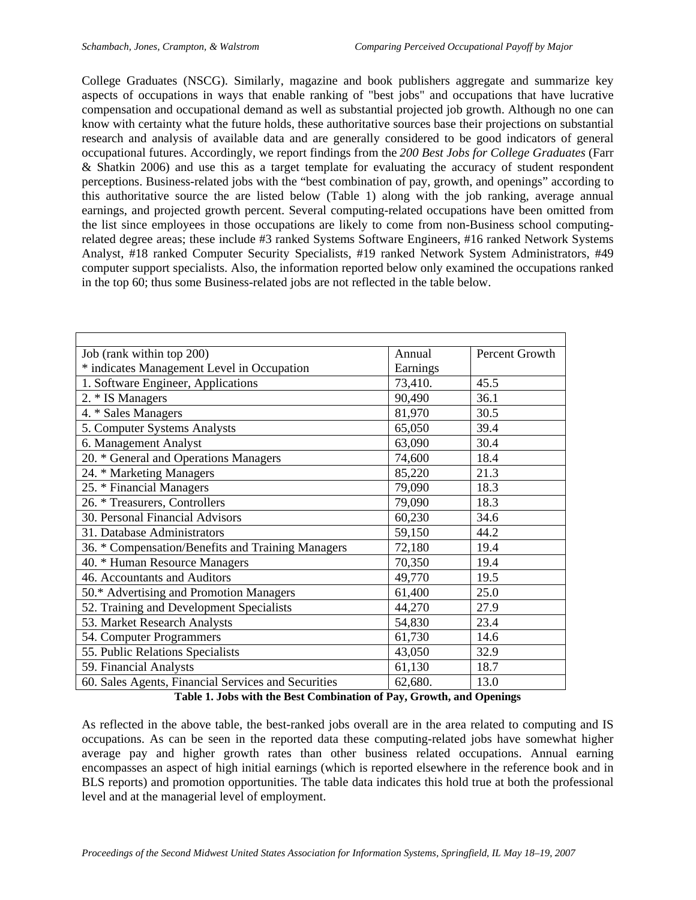College Graduates (NSCG). Similarly, magazine and book publishers aggregate and summarize key aspects of occupations in ways that enable ranking of "best jobs" and occupations that have lucrative compensation and occupational demand as well as substantial projected job growth. Although no one can know with certainty what the future holds, these authoritative sources base their projections on substantial research and analysis of available data and are generally considered to be good indicators of general occupational futures. Accordingly, we report findings from the *200 Best Jobs for College Graduates* (Farr & Shatkin 2006) and use this as a target template for evaluating the accuracy of student respondent perceptions. Business-related jobs with the "best combination of pay, growth, and openings" according to this authoritative source the are listed below (Table 1) along with the job ranking, average annual earnings, and projected growth percent. Several computing-related occupations have been omitted from the list since employees in those occupations are likely to come from non-Business school computing-related degree areas; these include #3 ranked Systems Software Engineers, #16 ranked Network Systems Analyst, #18 ranked Computer Security Specialists, #19 ranked Network System Administrators, #49 computer support specialists. Also, the information reported below only examined the occupations ranked in the top 60; thus some Business-related jobs are not reflected in the table below.

| Job (rank within top 200)<br>* indicates Management Level in Occupation | Annual Earnings | Percent Growth |
|---|---|---|
| 1. Software Engineer, Applications | 73,410. | 45.5 |
| 2. * IS Managers | 90,490 | 36.1 |
| 4. * Sales Managers | 81,970 | 30.5 |
| 5. Computer Systems Analysts | 65,050 | 39.4 |
| 6. Management Analyst | 63,090 | 30.4 |
| 20. * General and Operations Managers | 74,600 | 18.4 |
| 24. * Marketing Managers | 85,220 | 21.3 |
| 25. * Financial Managers | 79,090 | 18.3 |
| 26. * Treasurers, Controllers | 79,090 | 18.3 |
| 30. Personal Financial Advisors | 60,230 | 34.6 |
| 31. Database Administrators | 59,150 | 44.2 |
| 36. * Compensation/Benefits and Training Managers | 72,180 | 19.4 |
| 40. * Human Resource Managers | 70,350 | 19.4 |
| 46. Accountants and Auditors | 49,770 | 19.5 |
| 50.* Advertising and Promotion Managers | 61,400 | 25.0 |
| 52. Training and Development Specialists | 44,270 | 27.9 |
| 53. Market Research Analysts | 54,830 | 23.4 |
| 54. Computer Programmers | 61,730 | 14.6 |
| 55. Public Relations Specialists | 43,050 | 32.9 |
| 59. Financial Analysts | 61,130 | 18.7 |
| 60. Sales Agents, Financial Services and Securities | 62,680. | 13.0 |

**Table 1. Jobs with the Best Combination of Pay, Growth, and Openings**

As reflected in the above table, the best-ranked jobs overall are in the area related to computing and IS occupations. As can be seen in the reported data these computing-related jobs have somewhat higher average pay and higher growth rates than other business related occupations. Annual earning encompasses an aspect of high initial earnings (which is reported elsewhere in the reference book and in BLS reports) and promotion opportunities. The table data indicates this hold true at both the professional level and at the managerial level of employment.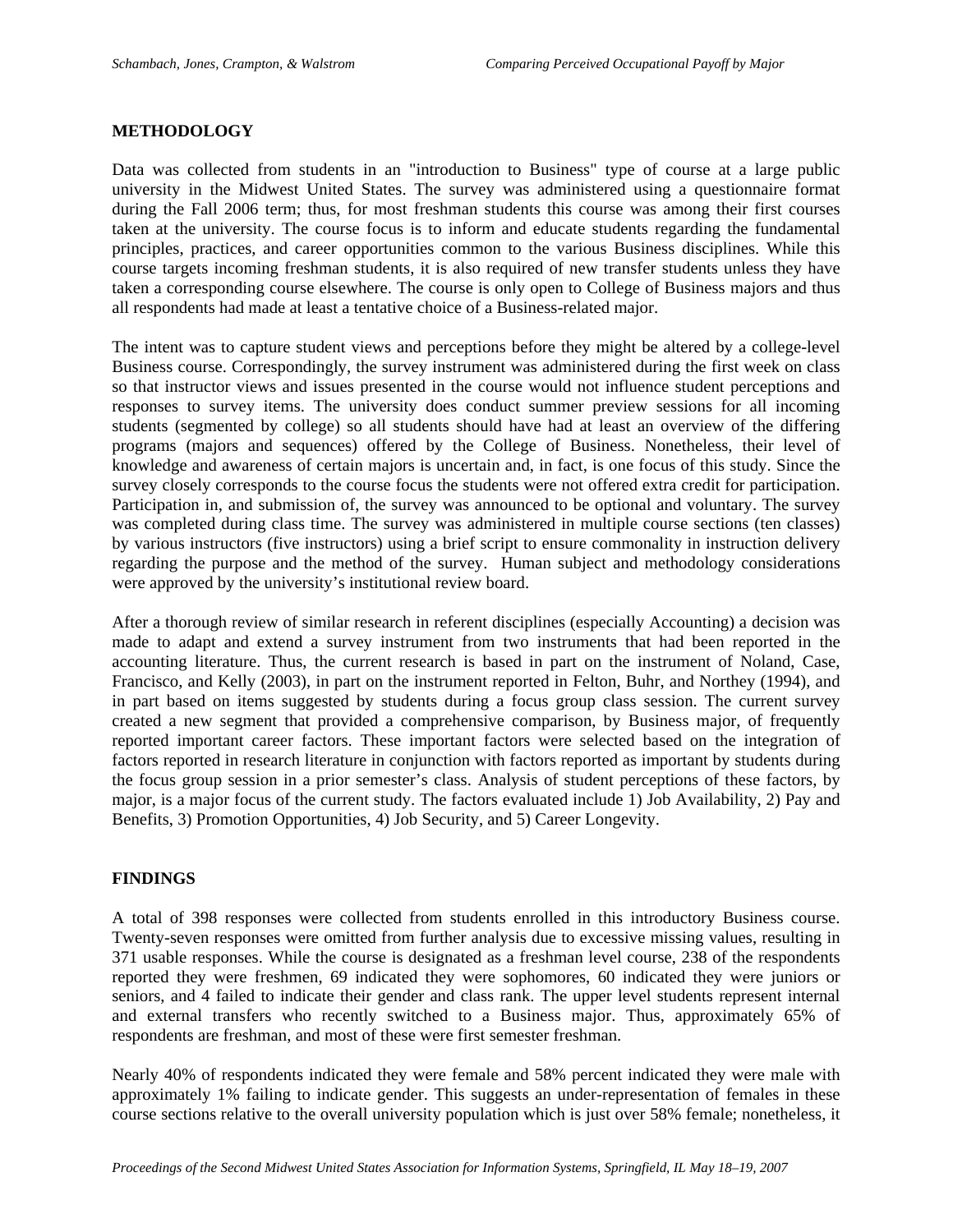## METHODOLOGY

Data was collected from students in an "introduction to Business" type of course at a large public university in the Midwest United States. The survey was administered using a questionnaire format during the Fall 2006 term; thus, for most freshman students this course was among their first courses taken at the university. The course focus is to inform and educate students regarding the fundamental principles, practices, and career opportunities common to the various Business disciplines. While this course targets incoming freshman students, it is also required of new transfer students unless they have taken a corresponding course elsewhere. The course is only open to College of Business majors and thus all respondents had made at least a tentative choice of a Business-related major.

The intent was to capture student views and perceptions before they might be altered by a college-level Business course. Correspondingly, the survey instrument was administered during the first week on class so that instructor views and issues presented in the course would not influence student perceptions and responses to survey items. The university does conduct summer preview sessions for all incoming students (segmented by college) so all students should have had at least an overview of the differing programs (majors and sequences) offered by the College of Business. Nonetheless, their level of knowledge and awareness of certain majors is uncertain and, in fact, is one focus of this study. Since the survey closely corresponds to the course focus the students were not offered extra credit for participation. Participation in, and submission of, the survey was announced to be optional and voluntary. The survey was completed during class time. The survey was administered in multiple course sections (ten classes) by various instructors (five instructors) using a brief script to ensure commonality in instruction delivery regarding the purpose and the method of the survey. Human subject and methodology considerations were approved by the university's institutional review board.

After a thorough review of similar research in referent disciplines (especially Accounting) a decision was made to adapt and extend a survey instrument from two instruments that had been reported in the accounting literature. Thus, the current research is based in part on the instrument of Noland, Case, Francisco, and Kelly (2003), in part on the instrument reported in Felton, Buhr, and Northey (1994), and in part based on items suggested by students during a focus group class session. The current survey created a new segment that provided a comprehensive comparison, by Business major, of frequently reported important career factors. These important factors were selected based on the integration of factors reported in research literature in conjunction with factors reported as important by students during the focus group session in a prior semester's class. Analysis of student perceptions of these factors, by major, is a major focus of the current study. The factors evaluated include 1) Job Availability, 2) Pay and Benefits, 3) Promotion Opportunities, 4) Job Security, and 5) Career Longevity.

## FINDINGS

A total of 398 responses were collected from students enrolled in this introductory Business course. Twenty-seven responses were omitted from further analysis due to excessive missing values, resulting in 371 usable responses. While the course is designated as a freshman level course, 238 of the respondents reported they were freshmen, 69 indicated they were sophomores, 60 indicated they were juniors or seniors, and 4 failed to indicate their gender and class rank. The upper level students represent internal and external transfers who recently switched to a Business major. Thus, approximately 65% of respondents are freshman, and most of these were first semester freshman.

Nearly 40% of respondents indicated they were female and 58% percent indicated they were male with approximately 1% failing to indicate gender. This suggests an under-representation of females in these course sections relative to the overall university population which is just over 58% female; nonetheless, it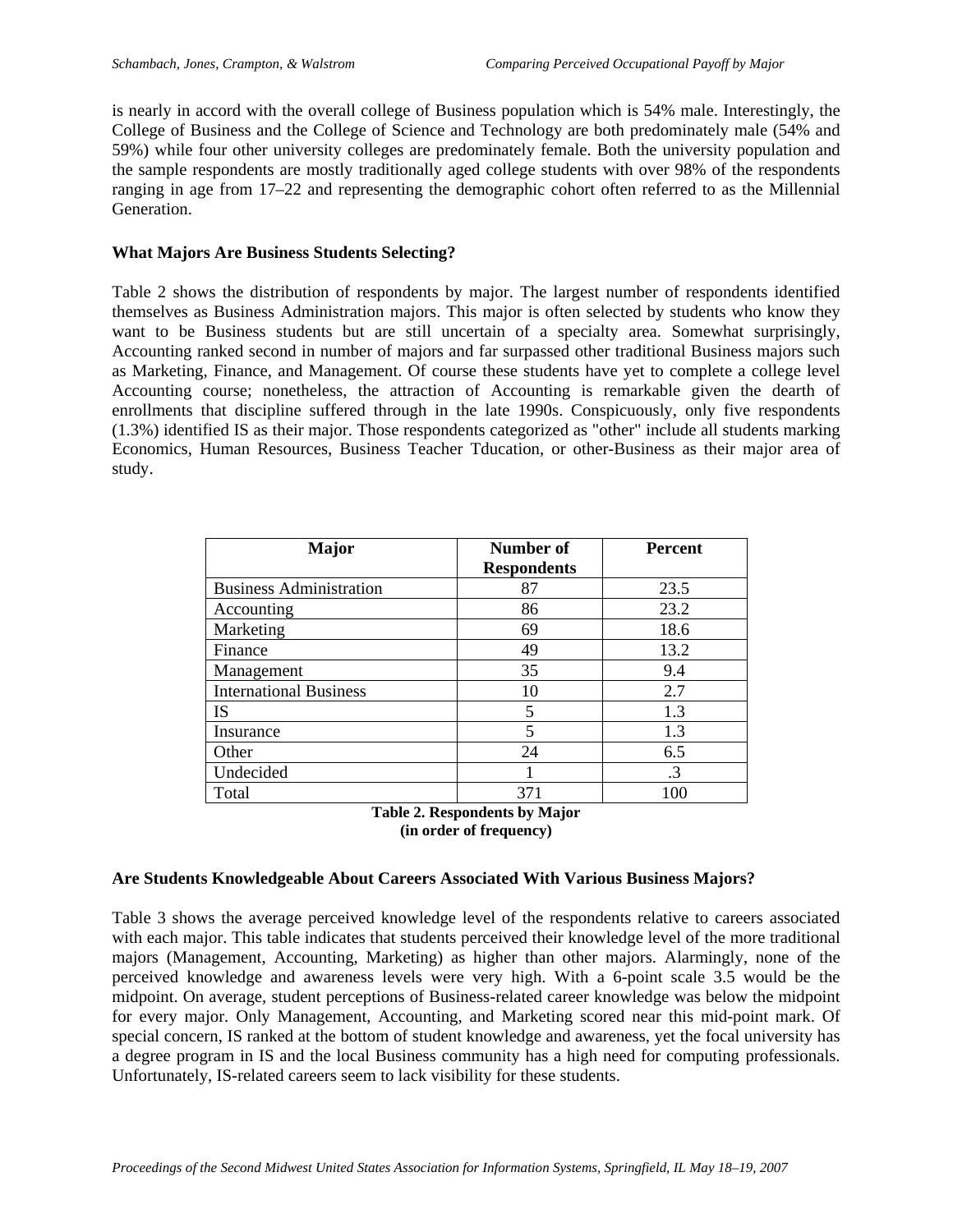is nearly in accord with the overall college of Business population which is 54% male. Interestingly, the College of Business and the College of Science and Technology are both predominately male (54% and 59%) while four other university colleges are predominately female. Both the university population and the sample respondents are mostly traditionally aged college students with over 98% of the respondents ranging in age from 17–22 and representing the demographic cohort often referred to as the Millennial Generation.

### What Majors Are Business Students Selecting?

Table 2 shows the distribution of respondents by major. The largest number of respondents identified themselves as Business Administration majors. This major is often selected by students who know they want to be Business students but are still uncertain of a specialty area. Somewhat surprisingly, Accounting ranked second in number of majors and far surpassed other traditional Business majors such as Marketing, Finance, and Management. Of course these students have yet to complete a college level Accounting course; nonetheless, the attraction of Accounting is remarkable given the dearth of enrollments that discipline suffered through in the late 1990s. Conspicuously, only five respondents (1.3%) identified IS as their major. Those respondents categorized as "other" include all students marking Economics, Human Resources, Business Teacher Tducation, or other-Business as their major area of study.

| Major | Number of Respondents | Percent |
|---|---|---|
| Business Administration | 87 | 23.5 |
| Accounting | 86 | 23.2 |
| Marketing | 69 | 18.6 |
| Finance | 49 | 13.2 |
| Management | 35 | 9.4 |
| International Business | 10 | 2.7 |
| IS | 5 | 1.3 |
| Insurance | 5 | 1.3 |
| Other | 24 | 6.5 |
| Undecided | 1 | .3 |
| Total | 371 | 100 |

**Table 2. Respondents by Major (in order of frequency)**

### Are Students Knowledgeable About Careers Associated With Various Business Majors?

Table 3 shows the average perceived knowledge level of the respondents relative to careers associated with each major. This table indicates that students perceived their knowledge level of the more traditional majors (Management, Accounting, Marketing) as higher than other majors. Alarmingly, none of the perceived knowledge and awareness levels were very high. With a 6-point scale 3.5 would be the midpoint. On average, student perceptions of Business-related career knowledge was below the midpoint for every major. Only Management, Accounting, and Marketing scored near this mid-point mark. Of special concern, IS ranked at the bottom of student knowledge and awareness, yet the focal university has a degree program in IS and the local Business community has a high need for computing professionals. Unfortunately, IS-related careers seem to lack visibility for these students.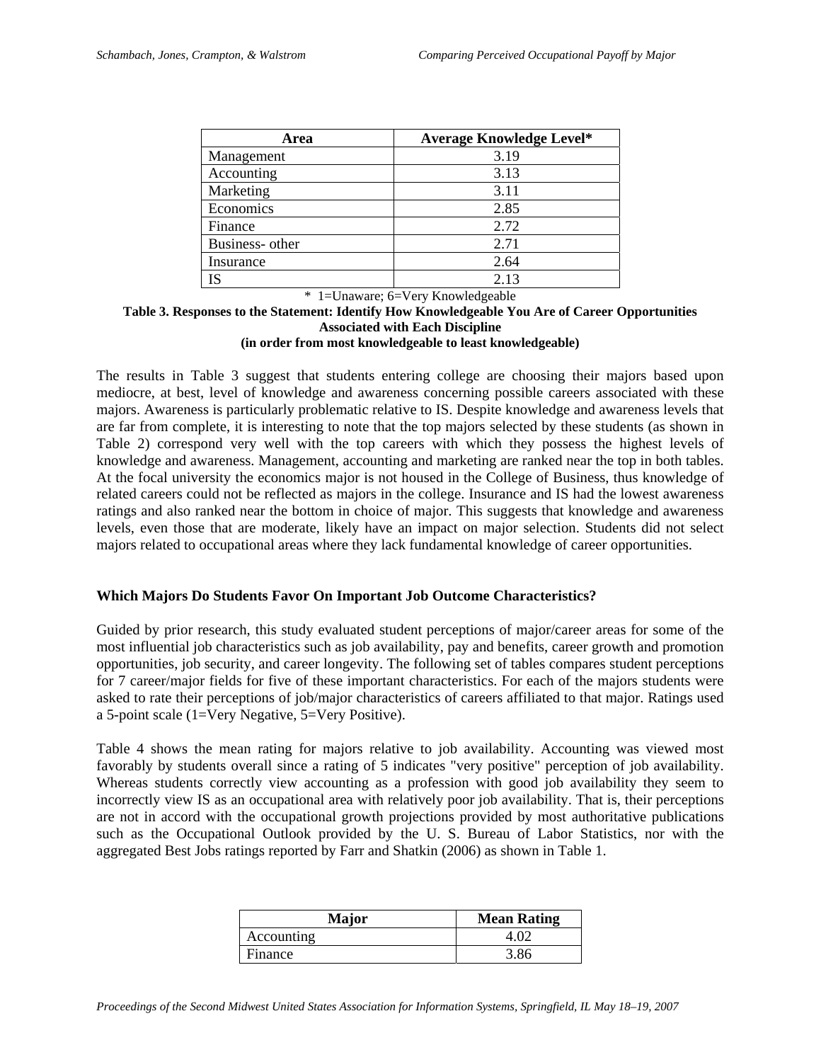| Area | Average Knowledge Level* |
| --- | --- |
| Management | 3.19 |
| Accounting | 3.13 |
| Marketing | 3.11 |
| Economics | 2.85 |
| Finance | 2.72 |
| Business- other | 2.71 |
| Insurance | 2.64 |
| IS | 2.13 |

\* 1=Unaware; 6=Very Knowledgeable

**Table 3. Responses to the Statement: Identify How Knowledgeable You Are of Career Opportunities Associated with Each Discipline (in order from most knowledgeable to least knowledgeable)**

The results in Table 3 suggest that students entering college are choosing their majors based upon mediocre, at best, level of knowledge and awareness concerning possible careers associated with these majors. Awareness is particularly problematic relative to IS. Despite knowledge and awareness levels that are far from complete, it is interesting to note that the top majors selected by these students (as shown in Table 2) correspond very well with the top careers with which they possess the highest levels of knowledge and awareness. Management, accounting and marketing are ranked near the top in both tables. At the focal university the economics major is not housed in the College of Business, thus knowledge of related careers could not be reflected as majors in the college. Insurance and IS had the lowest awareness ratings and also ranked near the bottom in choice of major. This suggests that knowledge and awareness levels, even those that are moderate, likely have an impact on major selection. Students did not select majors related to occupational areas where they lack fundamental knowledge of career opportunities.

## Which Majors Do Students Favor On Important Job Outcome Characteristics?

Guided by prior research, this study evaluated student perceptions of major/career areas for some of the most influential job characteristics such as job availability, pay and benefits, career growth and promotion opportunities, job security, and career longevity. The following set of tables compares student perceptions for 7 career/major fields for five of these important characteristics. For each of the majors students were asked to rate their perceptions of job/major characteristics of careers affiliated to that major. Ratings used a 5-point scale (1=Very Negative, 5=Very Positive).

Table 4 shows the mean rating for majors relative to job availability. Accounting was viewed most favorably by students overall since a rating of 5 indicates "very positive" perception of job availability. Whereas students correctly view accounting as a profession with good job availability they seem to incorrectly view IS as an occupational area with relatively poor job availability. That is, their perceptions are not in accord with the occupational growth projections provided by most authoritative publications such as the Occupational Outlook provided by the U. S. Bureau of Labor Statistics, nor with the aggregated Best Jobs ratings reported by Farr and Shatkin (2006) as shown in Table 1.

| Major | Mean Rating |
| --- | --- |
| Accounting | 4.02 |
| Finance | 3.86 |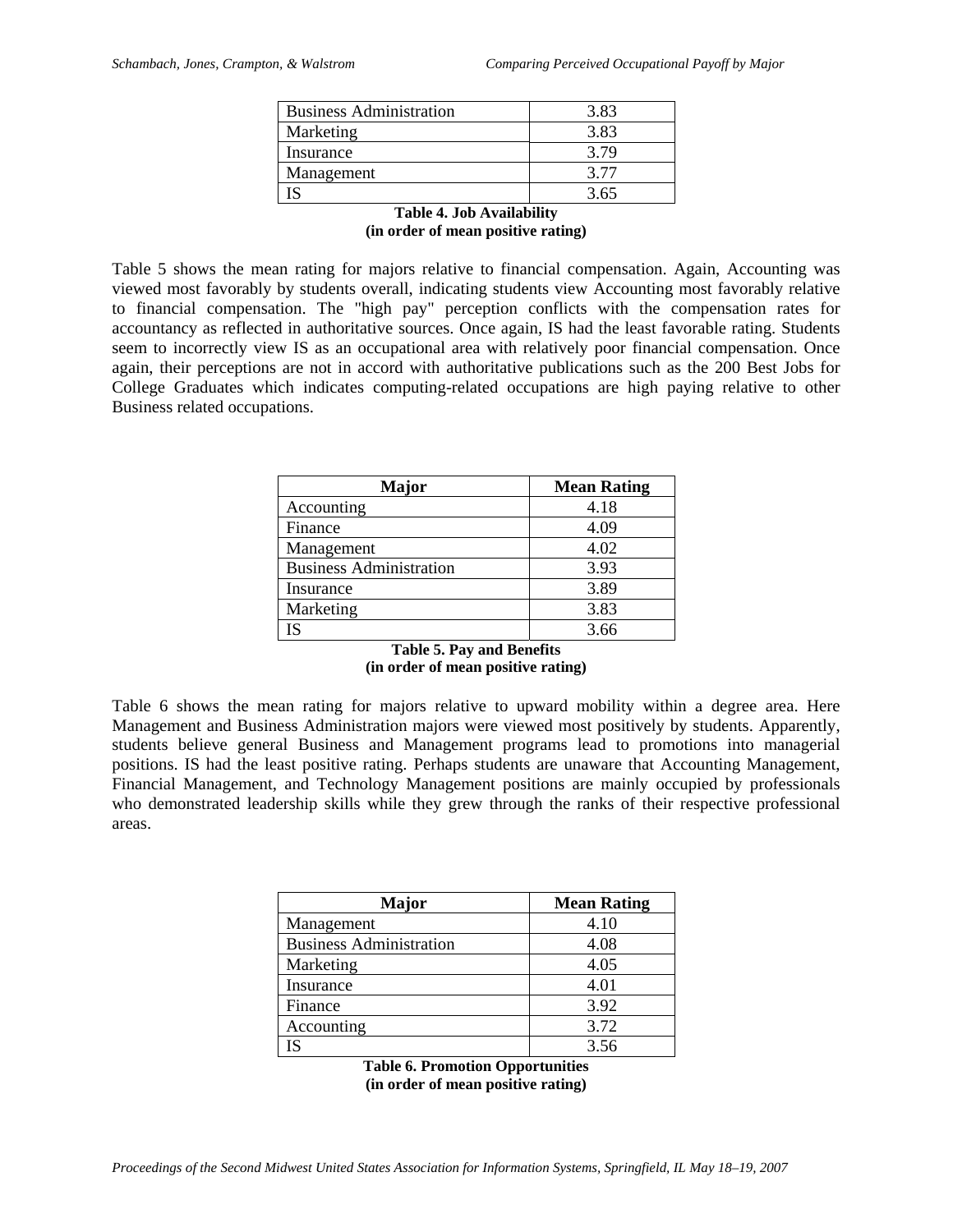| Business Administration | 3.83 |
|---|---|
| Marketing | 3.83 |
| Insurance | 3.79 |
| Management | 3.77 |
| IS | 3.65 |

**Table 4. Job Availability (in order of mean positive rating)**

Table 5 shows the mean rating for majors relative to financial compensation. Again, Accounting was viewed most favorably by students overall, indicating students view Accounting most favorably relative to financial compensation. The "high pay" perception conflicts with the compensation rates for accountancy as reflected in authoritative sources. Once again, IS had the least favorable rating. Students seem to incorrectly view IS as an occupational area with relatively poor financial compensation. Once again, their perceptions are not in accord with authoritative publications such as the 200 Best Jobs for College Graduates which indicates computing-related occupations are high paying relative to other Business related occupations.

| Major | Mean Rating |
|---|---|
| Accounting | 4.18 |
| Finance | 4.09 |
| Management | 4.02 |
| Business Administration | 3.93 |
| Insurance | 3.89 |
| Marketing | 3.83 |
| IS | 3.66 |

**Table 5. Pay and Benefits (in order of mean positive rating)**

Table 6 shows the mean rating for majors relative to upward mobility within a degree area. Here Management and Business Administration majors were viewed most positively by students. Apparently, students believe general Business and Management programs lead to promotions into managerial positions. IS had the least positive rating. Perhaps students are unaware that Accounting Management, Financial Management, and Technology Management positions are mainly occupied by professionals who demonstrated leadership skills while they grew through the ranks of their respective professional areas.

| Major | Mean Rating |
|---|---|
| Management | 4.10 |
| Business Administration | 4.08 |
| Marketing | 4.05 |
| Insurance | 4.01 |
| Finance | 3.92 |
| Accounting | 3.72 |
| IS | 3.56 |

**Table 6. Promotion Opportunities (in order of mean positive rating)**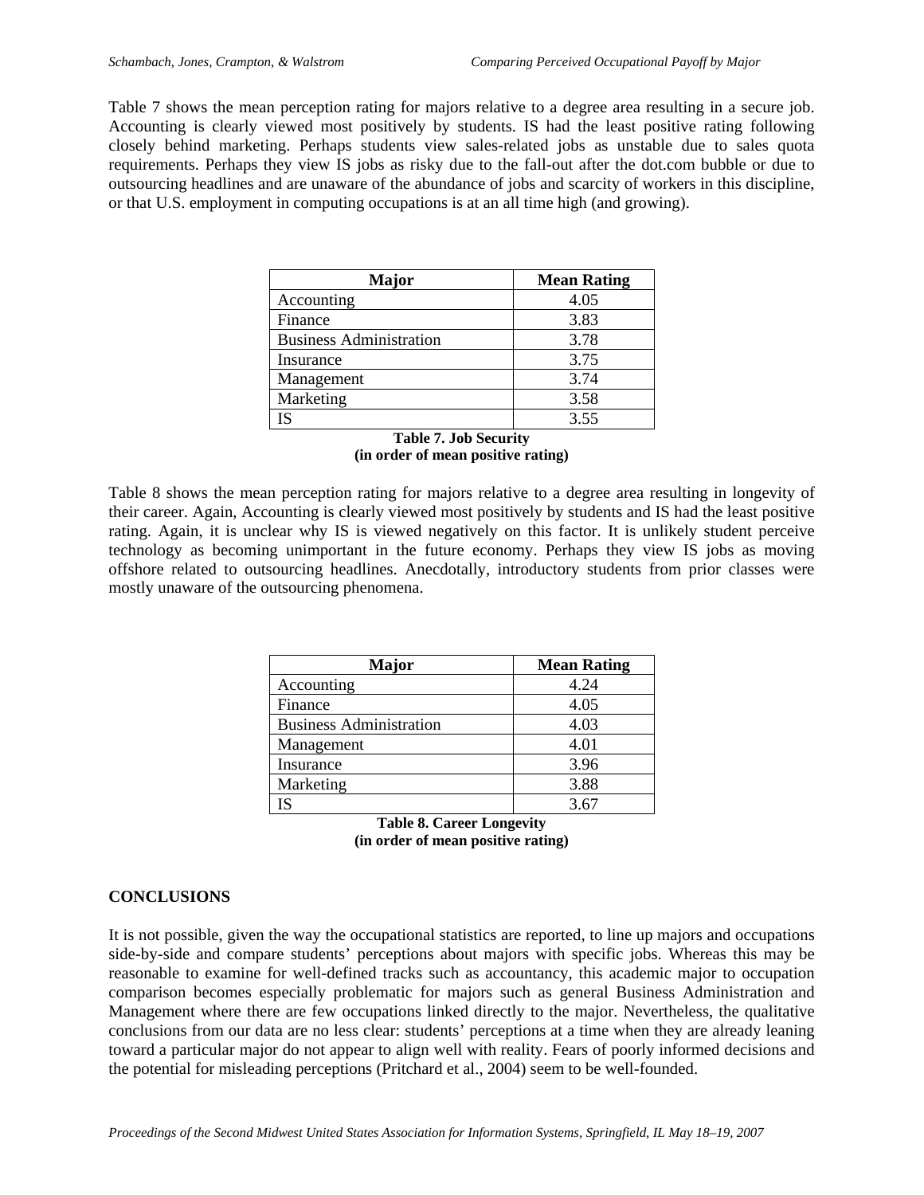Table 7 shows the mean perception rating for majors relative to a degree area resulting in a secure job. Accounting is clearly viewed most positively by students. IS had the least positive rating following closely behind marketing. Perhaps students view sales-related jobs as unstable due to sales quota requirements. Perhaps they view IS jobs as risky due to the fall-out after the dot.com bubble or due to outsourcing headlines and are unaware of the abundance of jobs and scarcity of workers in this discipline, or that U.S. employment in computing occupations is at an all time high (and growing).

| Major | Mean Rating |
|---|---|
| Accounting | 4.05 |
| Finance | 3.83 |
| Business Administration | 3.78 |
| Insurance | 3.75 |
| Management | 3.74 |
| Marketing | 3.58 |
| IS | 3.55 |

**Table 7. Job Security (in order of mean positive rating)**

Table 8 shows the mean perception rating for majors relative to a degree area resulting in longevity of their career. Again, Accounting is clearly viewed most positively by students and IS had the least positive rating. Again, it is unclear why IS is viewed negatively on this factor. It is unlikely student perceive technology as becoming unimportant in the future economy. Perhaps they view IS jobs as moving offshore related to outsourcing headlines. Anecdotally, introductory students from prior classes were mostly unaware of the outsourcing phenomena.

| Major | Mean Rating |
|---|---|
| Accounting | 4.24 |
| Finance | 4.05 |
| Business Administration | 4.03 |
| Management | 4.01 |
| Insurance | 3.96 |
| Marketing | 3.88 |
| IS | 3.67 |

**Table 8. Career Longevity (in order of mean positive rating)**

## CONCLUSIONS

It is not possible, given the way the occupational statistics are reported, to line up majors and occupations side-by-side and compare students' perceptions about majors with specific jobs. Whereas this may be reasonable to examine for well-defined tracks such as accountancy, this academic major to occupation comparison becomes especially problematic for majors such as general Business Administration and Management where there are few occupations linked directly to the major. Nevertheless, the qualitative conclusions from our data are no less clear: students' perceptions at a time when they are already leaning toward a particular major do not appear to align well with reality. Fears of poorly informed decisions and the potential for misleading perceptions (Pritchard et al., 2004) seem to be well-founded.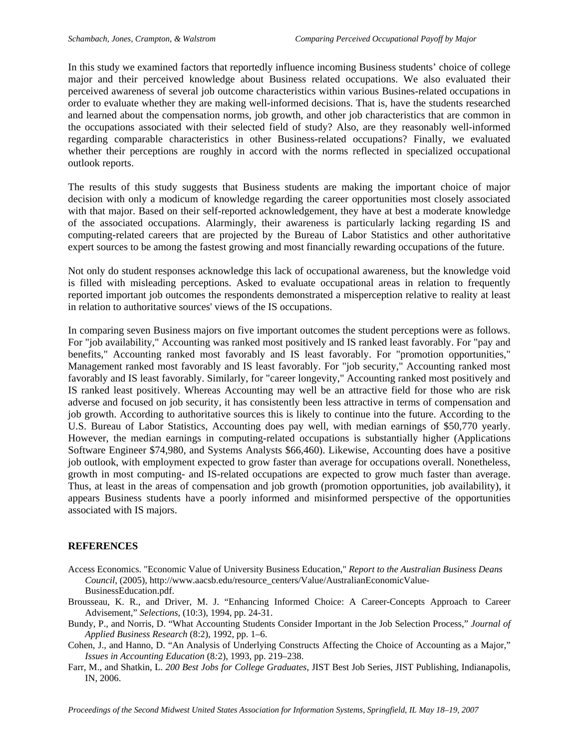In this study we examined factors that reportedly influence incoming Business students' choice of college major and their perceived knowledge about Business related occupations. We also evaluated their perceived awareness of several job outcome characteristics within various Busines-related occupations in order to evaluate whether they are making well-informed decisions. That is, have the students researched and learned about the compensation norms, job growth, and other job characteristics that are common in the occupations associated with their selected field of study? Also, are they reasonably well-informed regarding comparable characteristics in other Business-related occupations? Finally, we evaluated whether their perceptions are roughly in accord with the norms reflected in specialized occupational outlook reports.

The results of this study suggests that Business students are making the important choice of major decision with only a modicum of knowledge regarding the career opportunities most closely associated with that major. Based on their self-reported acknowledgement, they have at best a moderate knowledge of the associated occupations. Alarmingly, their awareness is particularly lacking regarding IS and computing-related careers that are projected by the Bureau of Labor Statistics and other authoritative expert sources to be among the fastest growing and most financially rewarding occupations of the future.

Not only do student responses acknowledge this lack of occupational awareness, but the knowledge void is filled with misleading perceptions. Asked to evaluate occupational areas in relation to frequently reported important job outcomes the respondents demonstrated a misperception relative to reality at least in relation to authoritative sources' views of the IS occupations.

In comparing seven Business majors on five important outcomes the student perceptions were as follows. For "job availability," Accounting was ranked most positively and IS ranked least favorably. For "pay and benefits," Accounting ranked most favorably and IS least favorably. For "promotion opportunities," Management ranked most favorably and IS least favorably. For "job security," Accounting ranked most favorably and IS least favorably. Similarly, for "career longevity," Accounting ranked most positively and IS ranked least positively. Whereas Accounting may well be an attractive field for those who are risk adverse and focused on job security, it has consistently been less attractive in terms of compensation and job growth. According to authoritative sources this is likely to continue into the future. According to the U.S. Bureau of Labor Statistics, Accounting does pay well, with median earnings of $50,770 yearly. However, the median earnings in computing-related occupations is substantially higher (Applications Software Engineer $74,980, and Systems Analysts $66,460). Likewise, Accounting does have a positive job outlook, with employment expected to grow faster than average for occupations overall. Nonetheless, growth in most computing- and IS-related occupations are expected to grow much faster than average. Thus, at least in the areas of compensation and job growth (promotion opportunities, job availability), it appears Business students have a poorly informed and misinformed perspective of the opportunities associated with IS majors.

## REFERENCES

Access Economics. "Economic Value of University Business Education," *Report to the Australian Business Deans Council*, (2005), http://www.aacsb.edu/resource_centers/Value/AustralianEconomicValue-BusinessEducation.pdf.

Brousseau, K. R., and Driver, M. J. "Enhancing Informed Choice: A Career-Concepts Approach to Career Advisement," *Selections*, (10:3), 1994, pp. 24-31.

Bundy, P., and Norris, D. "What Accounting Students Consider Important in the Job Selection Process," *Journal of Applied Business Research* (8:2), 1992, pp. 1–6.

Cohen, J., and Hanno, D. "An Analysis of Underlying Constructs Affecting the Choice of Accounting as a Major," *Issues in Accounting Education* (8:2), 1993, pp. 219–238.

Farr, M., and Shatkin, L. *200 Best Jobs for College Graduates*, JIST Best Job Series, JIST Publishing, Indianapolis, IN, 2006.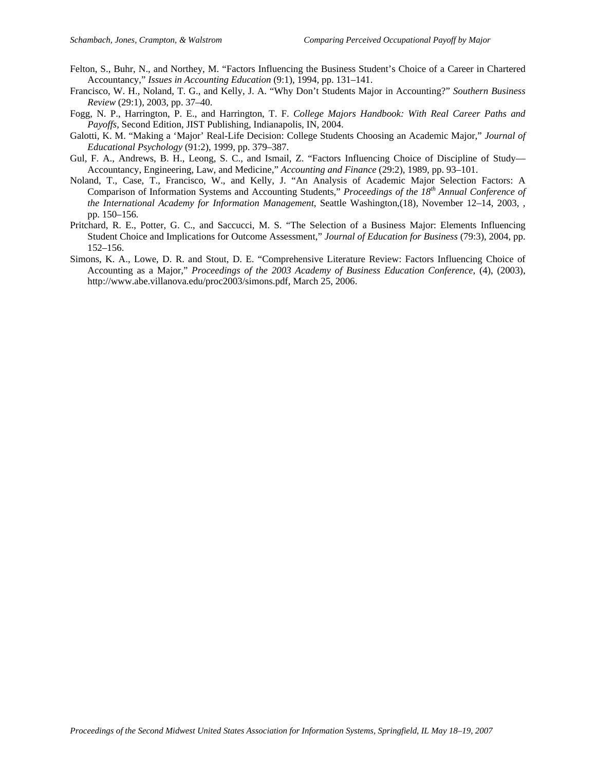Felton, S., Buhr, N., and Northey, M. "Factors Influencing the Business Student's Choice of a Career in Chartered Accountancy," *Issues in Accounting Education* (9:1), 1994, pp. 131–141.

Francisco, W. H., Noland, T. G., and Kelly, J. A. "Why Don't Students Major in Accounting?" *Southern Business Review* (29:1), 2003, pp. 37–40.

Fogg, N. P., Harrington, P. E., and Harrington, T. F. *College Majors Handbook: With Real Career Paths and Payoffs*, Second Edition, JIST Publishing, Indianapolis, IN, 2004.

Galotti, K. M. "Making a 'Major' Real-Life Decision: College Students Choosing an Academic Major," *Journal of Educational Psychology* (91:2), 1999, pp. 379–387.

Gul, F. A., Andrews, B. H., Leong, S. C., and Ismail, Z. "Factors Influencing Choice of Discipline of Study—Accountancy, Engineering, Law, and Medicine," *Accounting and Finance* (29:2), 1989, pp. 93–101.

Noland, T., Case, T., Francisco, W., and Kelly, J. "An Analysis of Academic Major Selection Factors: A Comparison of Information Systems and Accounting Students," *Proceedings of the 18th Annual Conference of the International Academy for Information Management*, Seattle Washington,(18), November 12–14, 2003, , pp. 150–156.

Pritchard, R. E., Potter, G. C., and Saccucci, M. S. "The Selection of a Business Major: Elements Influencing Student Choice and Implications for Outcome Assessment," *Journal of Education for Business* (79:3), 2004, pp. 152–156.

Simons, K. A., Lowe, D. R. and Stout, D. E. "Comprehensive Literature Review: Factors Influencing Choice of Accounting as a Major," *Proceedings of the 2003 Academy of Business Education Conference*, (4), (2003), http://www.abe.villanova.edu/proc2003/simons.pdf, March 25, 2006.